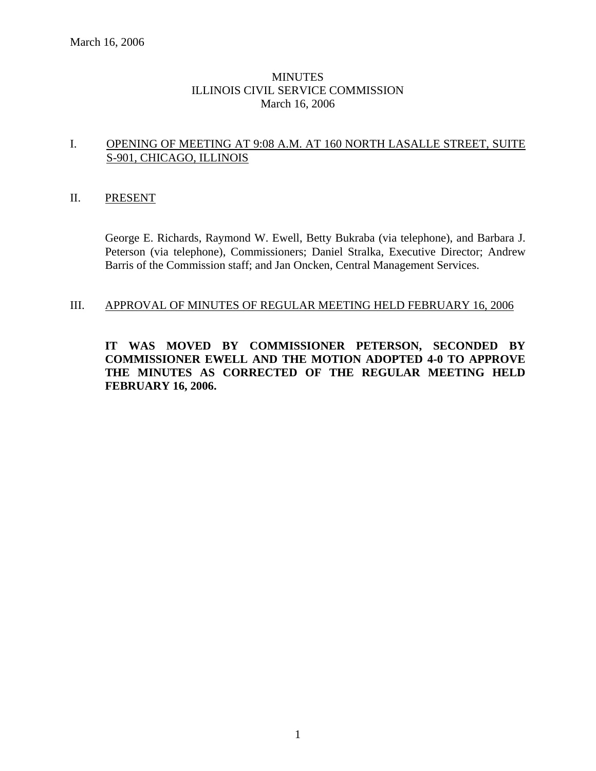March 16, 2006

# MINUTES
# ILLINOIS CIVIL SERVICE COMMISSION
# March 16, 2006

## I. OPENING OF MEETING AT 9:08 A.M. AT 160 NORTH LASALLE STREET, SUITE S-901, CHICAGO, ILLINOIS

## II. PRESENT

George E. Richards, Raymond W. Ewell, Betty Bukraba (via telephone), and Barbara J. Peterson (via telephone), Commissioners; Daniel Stralka, Executive Director; Andrew Barris of the Commission staff; and Jan Oncken, Central Management Services.

## III. APPROVAL OF MINUTES OF REGULAR MEETING HELD FEBRUARY 16, 2006

**IT WAS MOVED BY COMMISSIONER PETERSON, SECONDED BY COMMISSIONER EWELL AND THE MOTION ADOPTED 4-0 TO APPROVE THE MINUTES AS CORRECTED OF THE REGULAR MEETING HELD FEBRUARY 16, 2006.**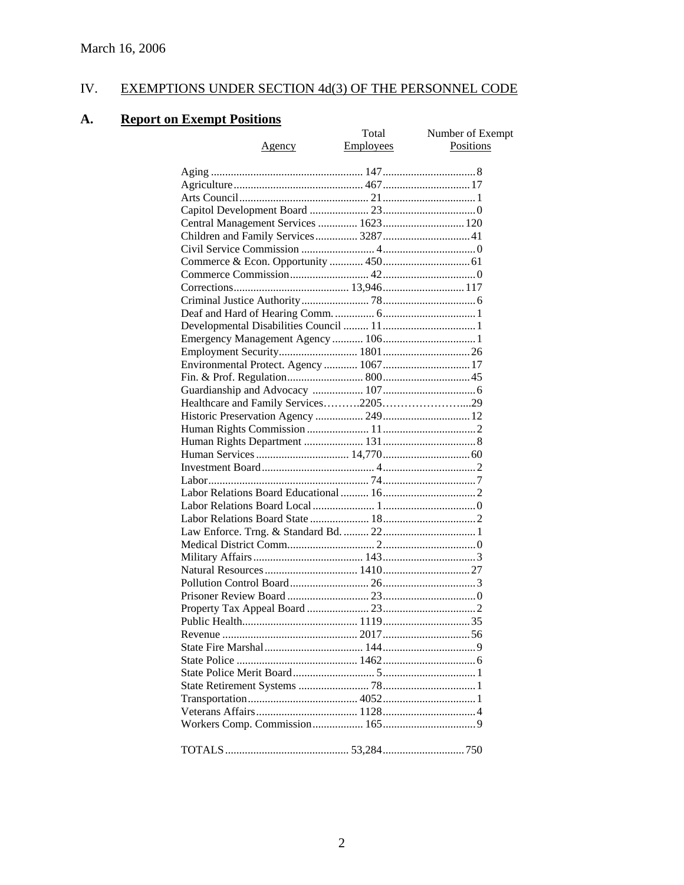March 16, 2006

## IV. EXEMPTIONS UNDER SECTION 4d(3) OF THE PERSONNEL CODE

### A. Report on Exempt Positions

| Agency | Total Employees | Number of Exempt Positions |
|---|---|---|
| Aging | 147 | 8 |
| Agriculture | 467 | 17 |
| Arts Council | 21 | 1 |
| Capitol Development Board | 23 | 0 |
| Central Management Services | 1623 | 120 |
| Children and Family Services | 3287 | 41 |
| Civil Service Commission | 4 | 0 |
| Commerce & Econ. Opportunity | 450 | 61 |
| Commerce Commission | 42 | 0 |
| Corrections | 13,946 | 117 |
| Criminal Justice Authority | 78 | 6 |
| Deaf and Hard of Hearing Comm. | 6 | 1 |
| Developmental Disabilities Council | 11 | 1 |
| Emergency Management Agency | 106 | 1 |
| Employment Security | 1801 | 26 |
| Environmental Protect. Agency | 1067 | 17 |
| Fin. & Prof. Regulation | 800 | 45 |
| Guardianship and Advocacy | 107 | 6 |
| Healthcare and Family Services | 2205 | 29 |
| Historic Preservation Agency | 249 | 12 |
| Human Rights Commission | 11 | 2 |
| Human Rights Department | 131 | 8 |
| Human Services | 14,770 | 60 |
| Investment Board | 4 | 2 |
| Labor | 74 | 7 |
| Labor Relations Board Educational | 16 | 2 |
| Labor Relations Board Local | 1 | 0 |
| Labor Relations Board State | 18 | 2 |
| Law Enforce. Trng. & Standard Bd. | 22 | 1 |
| Medical District Comm. | 2 | 0 |
| Military Affairs | 143 | 3 |
| Natural Resources | 1410 | 27 |
| Pollution Control Board | 26 | 3 |
| Prisoner Review Board | 23 | 0 |
| Property Tax Appeal Board | 23 | 2 |
| Public Health | 1119 | 35 |
| Revenue | 2017 | 56 |
| State Fire Marshal | 144 | 9 |
| State Police | 1462 | 6 |
| State Police Merit Board | 5 | 1 |
| State Retirement Systems | 78 | 1 |
| Transportation | 4052 | 1 |
| Veterans Affairs | 1128 | 4 |
| Workers Comp. Commission | 165 | 9 |
| TOTALS | 53,284 | 750 |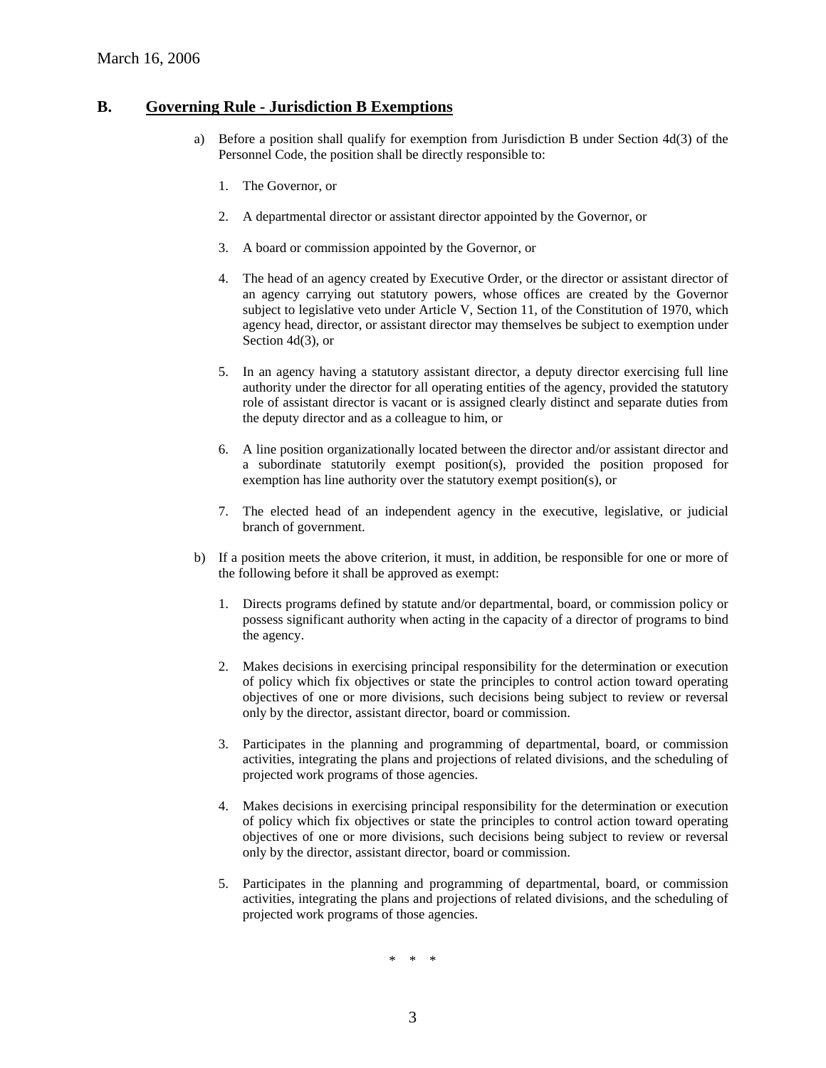## B. Governing Rule - Jurisdiction B Exemptions

a) Before a position shall qualify for exemption from Jurisdiction B under Section 4d(3) of the Personnel Code, the position shall be directly responsible to:

1. The Governor, or

2. A departmental director or assistant director appointed by the Governor, or

3. A board or commission appointed by the Governor, or

4. The head of an agency created by Executive Order, or the director or assistant director of an agency carrying out statutory powers, whose offices are created by the Governor subject to legislative veto under Article V, Section 11, of the Constitution of 1970, which agency head, director, or assistant director may themselves be subject to exemption under Section 4d(3), or

5. In an agency having a statutory assistant director, a deputy director exercising full line authority under the director for all operating entities of the agency, provided the statutory role of assistant director is vacant or is assigned clearly distinct and separate duties from the deputy director and as a colleague to him, or

6. A line position organizationally located between the director and/or assistant director and a subordinate statutorily exempt position(s), provided the position proposed for exemption has line authority over the statutory exempt position(s), or

7. The elected head of an independent agency in the executive, legislative, or judicial branch of government.

b) If a position meets the above criterion, it must, in addition, be responsible for one or more of the following before it shall be approved as exempt:

1. Directs programs defined by statute and/or departmental, board, or commission policy or possess significant authority when acting in the capacity of a director of programs to bind the agency.

2. Makes decisions in exercising principal responsibility for the determination or execution of policy which fix objectives or state the principles to control action toward operating objectives of one or more divisions, such decisions being subject to review or reversal only by the director, assistant director, board or commission.

3. Participates in the planning and programming of departmental, board, or commission activities, integrating the plans and projections of related divisions, and the scheduling of projected work programs of those agencies.

4. Makes decisions in exercising principal responsibility for the determination or execution of policy which fix objectives or state the principles to control action toward operating objectives of one or more divisions, such decisions being subject to review or reversal only by the director, assistant director, board or commission.

5. Participates in the planning and programming of departmental, board, or commission activities, integrating the plans and projections of related divisions, and the scheduling of projected work programs of those agencies.

\* \* \*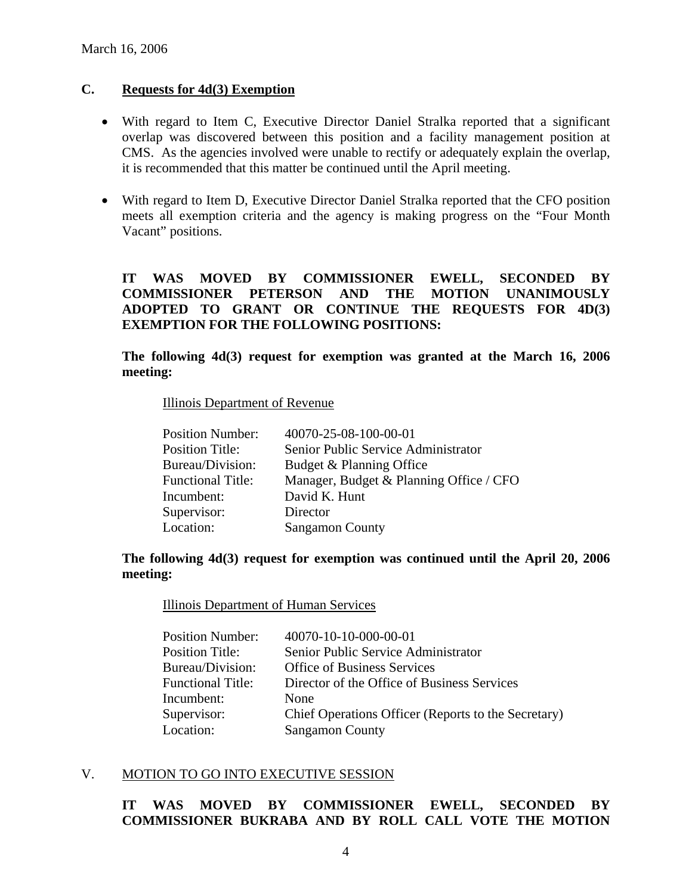March 16, 2006

## C. Requests for 4d(3) Exemption

- With regard to Item C, Executive Director Daniel Stralka reported that a significant overlap was discovered between this position and a facility management position at CMS. As the agencies involved were unable to rectify or adequately explain the overlap, it is recommended that this matter be continued until the April meeting.
- With regard to Item D, Executive Director Daniel Stralka reported that the CFO position meets all exemption criteria and the agency is making progress on the "Four Month Vacant" positions.

**IT WAS MOVED BY COMMISSIONER EWELL, SECONDED BY COMMISSIONER PETERSON AND THE MOTION UNANIMOUSLY ADOPTED TO GRANT OR CONTINUE THE REQUESTS FOR 4D(3) EXEMPTION FOR THE FOLLOWING POSITIONS:**

**The following 4d(3) request for exemption was granted at the March 16, 2006 meeting:**

Illinois Department of Revenue

| | |
|---|---|
| Position Number: | 40070-25-08-100-00-01 |
| Position Title: | Senior Public Service Administrator |
| Bureau/Division: | Budget & Planning Office |
| Functional Title: | Manager, Budget & Planning Office / CFO |
| Incumbent: | David K. Hunt |
| Supervisor: | Director |
| Location: | Sangamon County |

**The following 4d(3) request for exemption was continued until the April 20, 2006 meeting:**

Illinois Department of Human Services

| | |
|---|---|
| Position Number: | 40070-10-10-000-00-01 |
| Position Title: | Senior Public Service Administrator |
| Bureau/Division: | Office of Business Services |
| Functional Title: | Director of the Office of Business Services |
| Incumbent: | None |
| Supervisor: | Chief Operations Officer (Reports to the Secretary) |
| Location: | Sangamon County |

## V. MOTION TO GO INTO EXECUTIVE SESSION

**IT WAS MOVED BY COMMISSIONER EWELL, SECONDED BY COMMISSIONER BUKRABA AND BY ROLL CALL VOTE THE MOTION**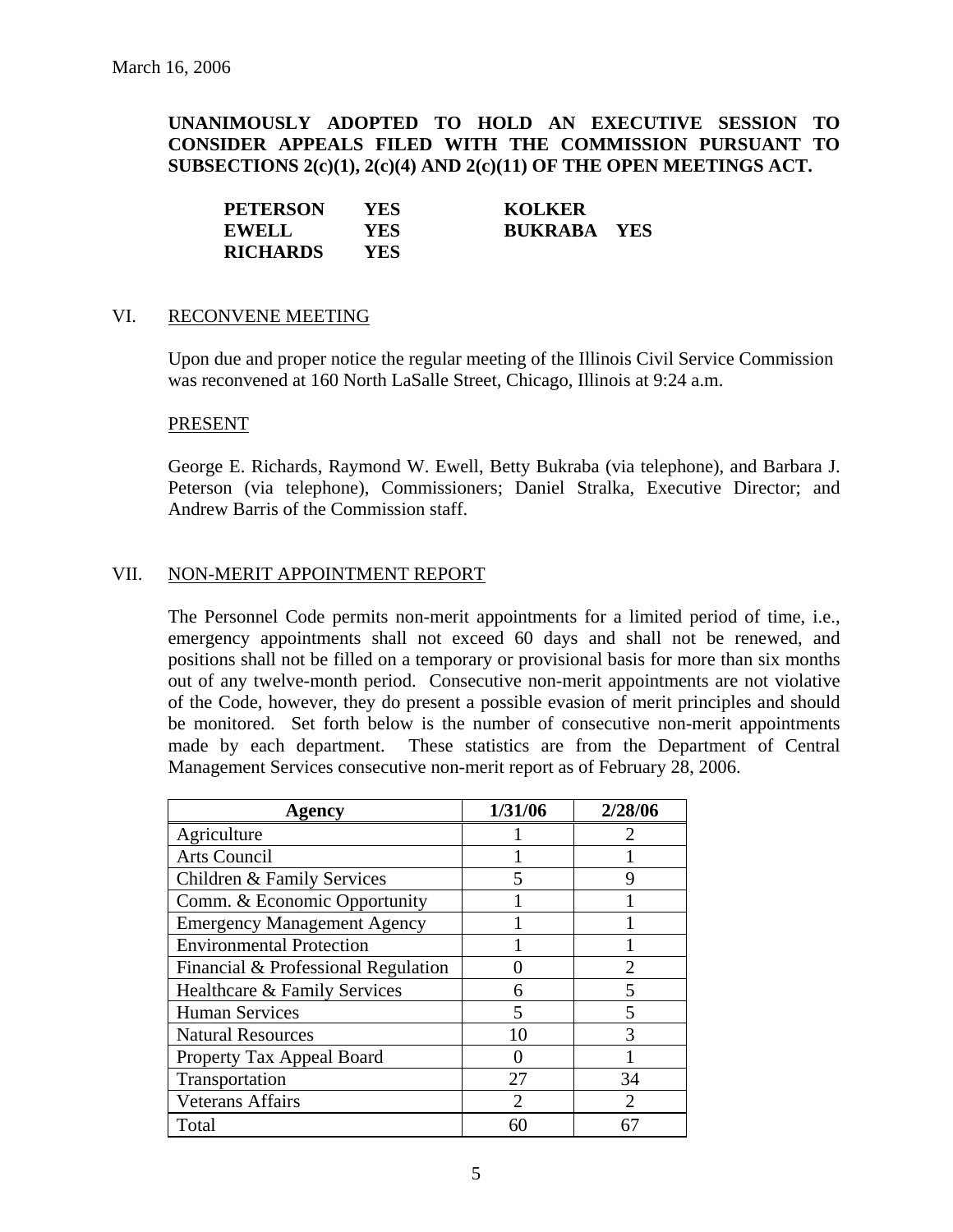March 16, 2006

**UNANIMOUSLY ADOPTED TO HOLD AN EXECUTIVE SESSION TO CONSIDER APPEALS FILED WITH THE COMMISSION PURSUANT TO SUBSECTIONS 2(c)(1), 2(c)(4) AND 2(c)(11) OF THE OPEN MEETINGS ACT.**

| | | | |
|---|---|---|---|
| **PETERSON** | **YES** | **KOLKER** | |
| **EWELL** | **YES** | **BUKRABA** | **YES** |
| **RICHARDS** | **YES** | | |

## VI. RECONVENE MEETING

Upon due and proper notice the regular meeting of the Illinois Civil Service Commission was reconvened at 160 North LaSalle Street, Chicago, Illinois at 9:24 a.m.

PRESENT

George E. Richards, Raymond W. Ewell, Betty Bukraba (via telephone), and Barbara J. Peterson (via telephone), Commissioners; Daniel Stralka, Executive Director; and Andrew Barris of the Commission staff.

## VII. NON-MERIT APPOINTMENT REPORT

The Personnel Code permits non-merit appointments for a limited period of time, i.e., emergency appointments shall not exceed 60 days and shall not be renewed, and positions shall not be filled on a temporary or provisional basis for more than six months out of any twelve-month period. Consecutive non-merit appointments are not violative of the Code, however, they do present a possible evasion of merit principles and should be monitored. Set forth below is the number of consecutive non-merit appointments made by each department. These statistics are from the Department of Central Management Services consecutive non-merit report as of February 28, 2006.

| Agency | 1/31/06 | 2/28/06 |
|---|---|---|
| Agriculture | 1 | 2 |
| Arts Council | 1 | 1 |
| Children & Family Services | 5 | 9 |
| Comm. & Economic Opportunity | 1 | 1 |
| Emergency Management Agency | 1 | 1 |
| Environmental Protection | 1 | 1 |
| Financial & Professional Regulation | 0 | 2 |
| Healthcare & Family Services | 6 | 5 |
| Human Services | 5 | 5 |
| Natural Resources | 10 | 3 |
| Property Tax Appeal Board | 0 | 1 |
| Transportation | 27 | 34 |
| Veterans Affairs | 2 | 2 |
| Total | 60 | 67 |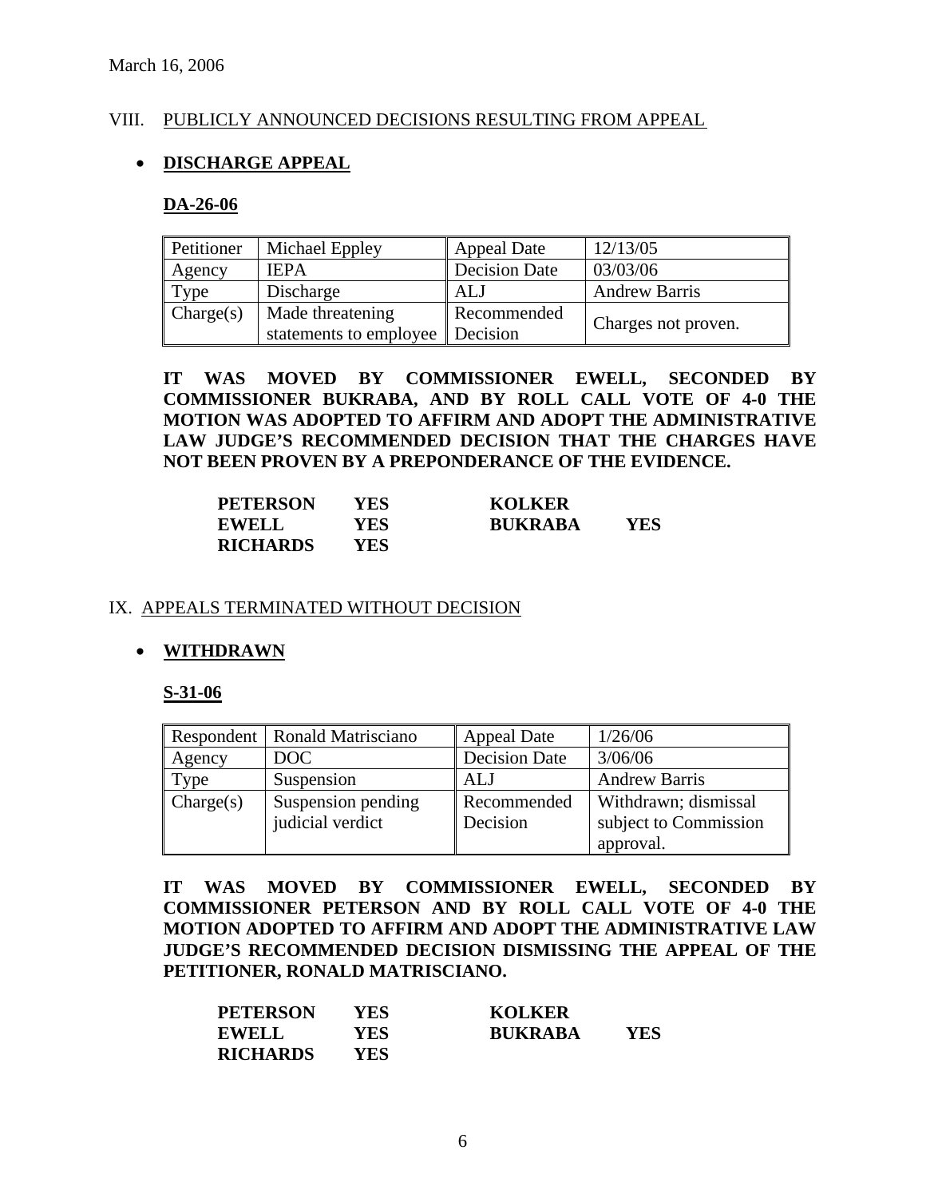March 16, 2006

## VIII. PUBLICLY ANNOUNCED DECISIONS RESULTING FROM APPEAL

- **DISCHARGE APPEAL**

### DA-26-06

| Petitioner | Michael Eppley | Appeal Date | 12/13/05 |
|---|---|---|---|
| Agency | IEPA | Decision Date | 03/03/06 |
| Type | Discharge | ALJ | Andrew Barris |
| Charge(s) | Made threatening statements to employee | Recommended Decision | Charges not proven. |

**IT WAS MOVED BY COMMISSIONER EWELL, SECONDED BY COMMISSIONER BUKRABA, AND BY ROLL CALL VOTE OF 4-0 THE MOTION WAS ADOPTED TO AFFIRM AND ADOPT THE ADMINISTRATIVE LAW JUDGE'S RECOMMENDED DECISION THAT THE CHARGES HAVE NOT BEEN PROVEN BY A PREPONDERANCE OF THE EVIDENCE.**

| | | | |
|---|---|---|---|
| **PETERSON** | **YES** | **KOLKER** | |
| **EWELL** | **YES** | **BUKRABA** | **YES** |
| **RICHARDS** | **YES** | | |

## IX. APPEALS TERMINATED WITHOUT DECISION

- **WITHDRAWN**

### S-31-06

| Respondent | Ronald Matrisciano | Appeal Date | 1/26/06 |
|---|---|---|---|
| Agency | DOC | Decision Date | 3/06/06 |
| Type | Suspension | ALJ | Andrew Barris |
| Charge(s) | Suspension pending judicial verdict | Recommended Decision | Withdrawn; dismissal subject to Commission approval. |

**IT WAS MOVED BY COMMISSIONER EWELL, SECONDED BY COMMISSIONER PETERSON AND BY ROLL CALL VOTE OF 4-0 THE MOTION ADOPTED TO AFFIRM AND ADOPT THE ADMINISTRATIVE LAW JUDGE'S RECOMMENDED DECISION DISMISSING THE APPEAL OF THE PETITIONER, RONALD MATRISCIANO.**

| | | | |
|---|---|---|---|
| **PETERSON** | **YES** | **KOLKER** | |
| **EWELL** | **YES** | **BUKRABA** | **YES** |
| **RICHARDS** | **YES** | | |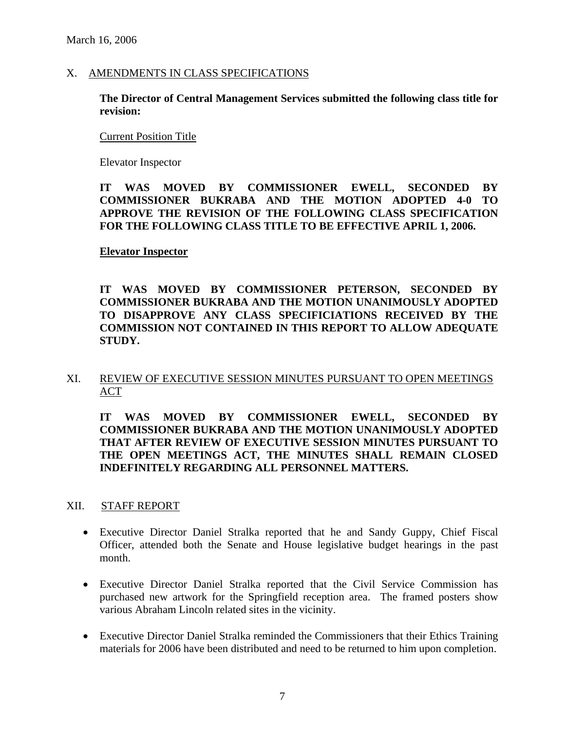March 16, 2006

## X. AMENDMENTS IN CLASS SPECIFICATIONS

**The Director of Central Management Services submitted the following class title for revision:**

Current Position Title

Elevator Inspector

**IT WAS MOVED BY COMMISSIONER EWELL, SECONDED BY COMMISSIONER BUKRABA AND THE MOTION ADOPTED 4-0 TO APPROVE THE REVISION OF THE FOLLOWING CLASS SPECIFICATION FOR THE FOLLOWING CLASS TITLE TO BE EFFECTIVE APRIL 1, 2006.**

**Elevator Inspector**

**IT WAS MOVED BY COMMISSIONER PETERSON, SECONDED BY COMMISSIONER BUKRABA AND THE MOTION UNANIMOUSLY ADOPTED TO DISAPPROVE ANY CLASS SPECIFICIATIONS RECEIVED BY THE COMMISSION NOT CONTAINED IN THIS REPORT TO ALLOW ADEQUATE STUDY.**

## XI. REVIEW OF EXECUTIVE SESSION MINUTES PURSUANT TO OPEN MEETINGS ACT

**IT WAS MOVED BY COMMISSIONER EWELL, SECONDED BY COMMISSIONER BUKRABA AND THE MOTION UNANIMOUSLY ADOPTED THAT AFTER REVIEW OF EXECUTIVE SESSION MINUTES PURSUANT TO THE OPEN MEETINGS ACT, THE MINUTES SHALL REMAIN CLOSED INDEFINITELY REGARDING ALL PERSONNEL MATTERS.**

## XII. STAFF REPORT

- Executive Director Daniel Stralka reported that he and Sandy Guppy, Chief Fiscal Officer, attended both the Senate and House legislative budget hearings in the past month.
- Executive Director Daniel Stralka reported that the Civil Service Commission has purchased new artwork for the Springfield reception area. The framed posters show various Abraham Lincoln related sites in the vicinity.
- Executive Director Daniel Stralka reminded the Commissioners that their Ethics Training materials for 2006 have been distributed and need to be returned to him upon completion.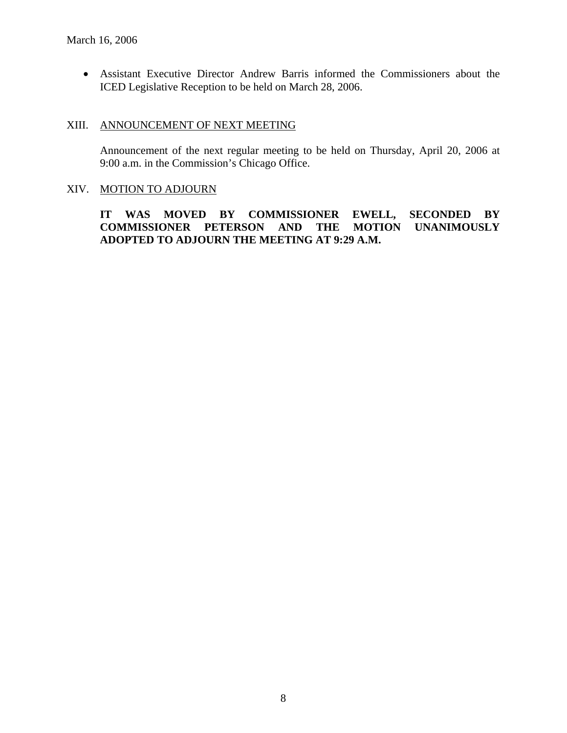- Assistant Executive Director Andrew Barris informed the Commissioners about the ICED Legislative Reception to be held on March 28, 2006.

## XIII. ANNOUNCEMENT OF NEXT MEETING

Announcement of the next regular meeting to be held on Thursday, April 20, 2006 at 9:00 a.m. in the Commission's Chicago Office.

## XIV. MOTION TO ADJOURN

**IT WAS MOVED BY COMMISSIONER EWELL, SECONDED BY COMMISSIONER PETERSON AND THE MOTION UNANIMOUSLY ADOPTED TO ADJOURN THE MEETING AT 9:29 A.M.**